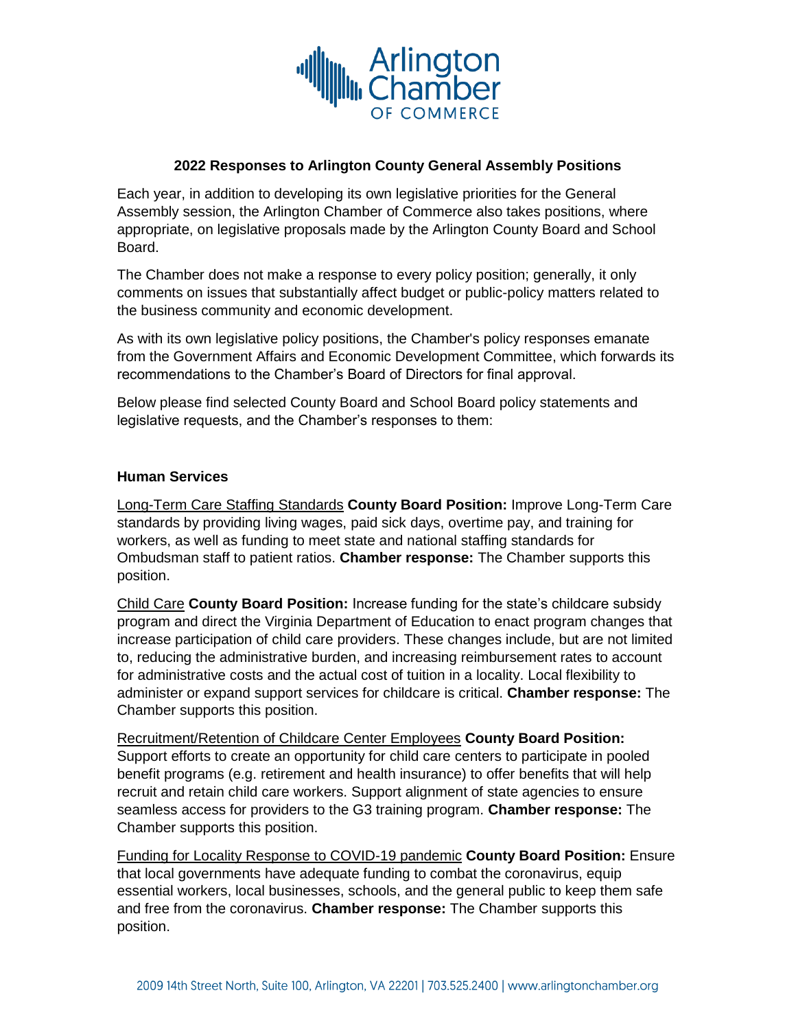Arlington Chamber OF COMMERCE

**2022 Responses to Arlington County General Assembly Positions**

Each year, in addition to developing its own legislative priorities for the General Assembly session, the Arlington Chamber of Commerce also takes positions, where appropriate, on legislative proposals made by the Arlington County Board and School Board.

The Chamber does not make a response to every policy position; generally, it only comments on issues that substantially affect budget or public-policy matters related to the business community and economic development.

As with its own legislative policy positions, the Chamber's policy responses emanate from the Government Affairs and Economic Development Committee, which forwards its recommendations to the Chamber's Board of Directors for final approval.

Below please find selected County Board and School Board policy statements and legislative requests, and the Chamber's responses to them:

**Human Services**

Long-Term Care Staffing Standards **County Board Position:** Improve Long-Term Care standards by providing living wages, paid sick days, overtime pay, and training for workers, as well as funding to meet state and national staffing standards for Ombudsman staff to patient ratios. **Chamber response:** The Chamber supports this position.

Child Care **County Board Position:** Increase funding for the state's childcare subsidy program and direct the Virginia Department of Education to enact program changes that increase participation of child care providers. These changes include, but are not limited to, reducing the administrative burden, and increasing reimbursement rates to account for administrative costs and the actual cost of tuition in a locality. Local flexibility to administer or expand support services for childcare is critical. **Chamber response:** The Chamber supports this position.

Recruitment/Retention of Childcare Center Employees **County Board Position:** Support efforts to create an opportunity for child care centers to participate in pooled benefit programs (e.g. retirement and health insurance) to offer benefits that will help recruit and retain child care workers. Support alignment of state agencies to ensure seamless access for providers to the G3 training program. **Chamber response:** The Chamber supports this position.

Funding for Locality Response to COVID-19 pandemic **County Board Position:** Ensure that local governments have adequate funding to combat the coronavirus, equip essential workers, local businesses, schools, and the general public to keep them safe and free from the coronavirus. **Chamber response:** The Chamber supports this position.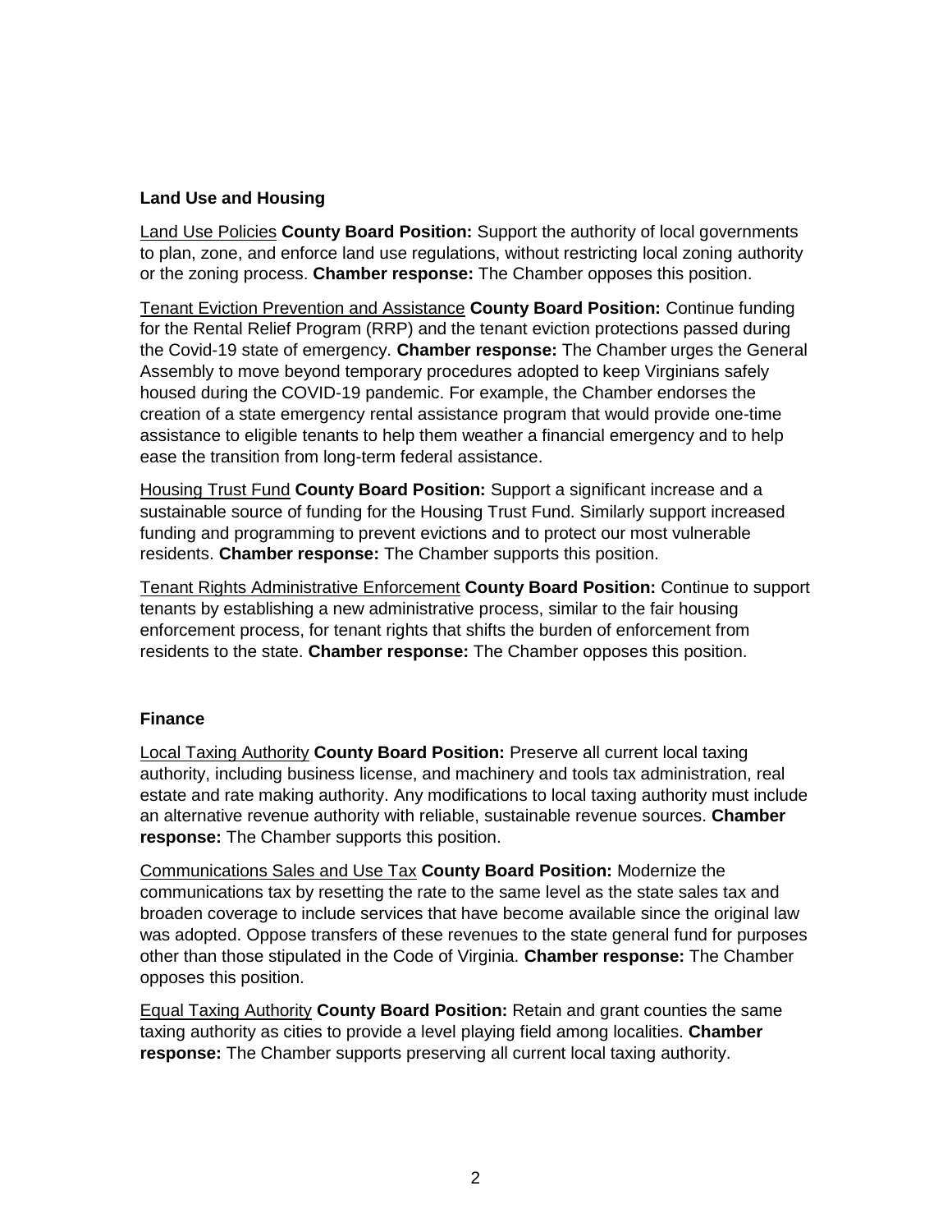**Land Use and Housing**

Land Use Policies **County Board Position:** Support the authority of local governments to plan, zone, and enforce land use regulations, without restricting local zoning authority or the zoning process. **Chamber response:** The Chamber opposes this position.

Tenant Eviction Prevention and Assistance **County Board Position:** Continue funding for the Rental Relief Program (RRP) and the tenant eviction protections passed during the Covid-19 state of emergency. **Chamber response:** The Chamber urges the General Assembly to move beyond temporary procedures adopted to keep Virginians safely housed during the COVID-19 pandemic. For example, the Chamber endorses the creation of a state emergency rental assistance program that would provide one-time assistance to eligible tenants to help them weather a financial emergency and to help ease the transition from long-term federal assistance.

Housing Trust Fund **County Board Position:** Support a significant increase and a sustainable source of funding for the Housing Trust Fund. Similarly support increased funding and programming to prevent evictions and to protect our most vulnerable residents. **Chamber response:** The Chamber supports this position.

Tenant Rights Administrative Enforcement **County Board Position:** Continue to support tenants by establishing a new administrative process, similar to the fair housing enforcement process, for tenant rights that shifts the burden of enforcement from residents to the state. **Chamber response:** The Chamber opposes this position.

**Finance**

Local Taxing Authority **County Board Position:** Preserve all current local taxing authority, including business license, and machinery and tools tax administration, real estate and rate making authority. Any modifications to local taxing authority must include an alternative revenue authority with reliable, sustainable revenue sources. **Chamber response:** The Chamber supports this position.

Communications Sales and Use Tax **County Board Position:** Modernize the communications tax by resetting the rate to the same level as the state sales tax and broaden coverage to include services that have become available since the original law was adopted. Oppose transfers of these revenues to the state general fund for purposes other than those stipulated in the Code of Virginia. **Chamber response:** The Chamber opposes this position.

Equal Taxing Authority **County Board Position:** Retain and grant counties the same taxing authority as cities to provide a level playing field among localities. **Chamber response:** The Chamber supports preserving all current local taxing authority.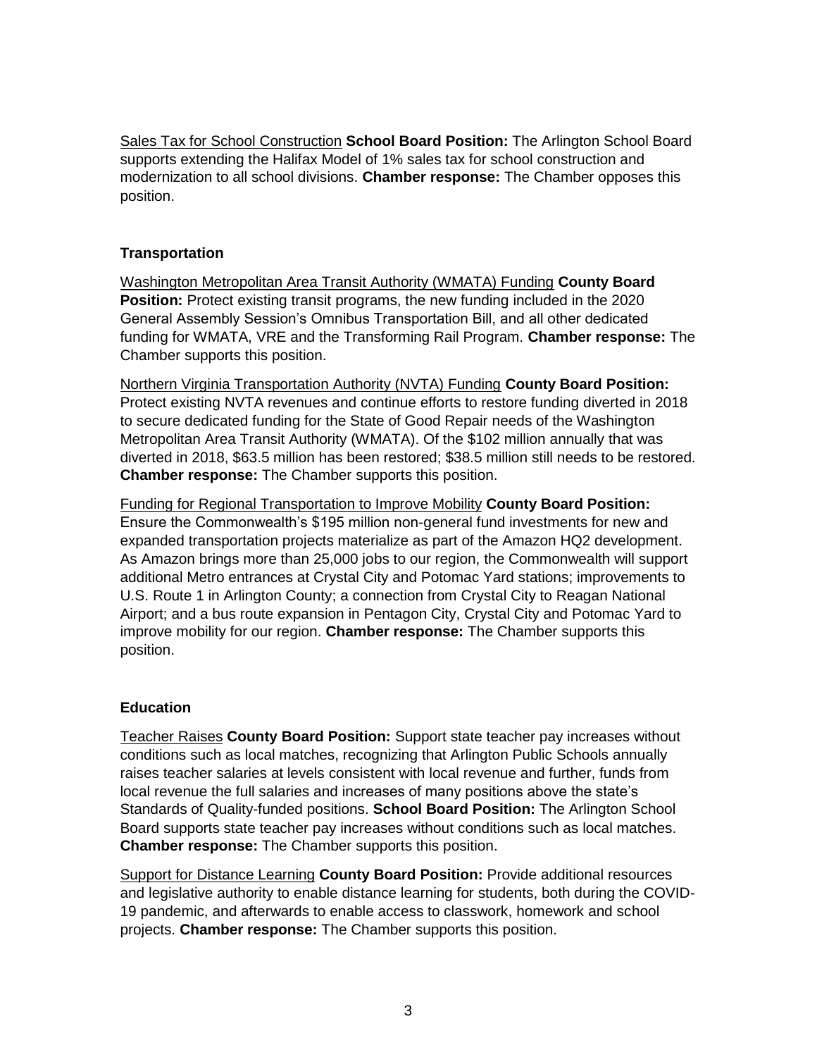Sales Tax for School Construction **School Board Position:** The Arlington School Board supports extending the Halifax Model of 1% sales tax for school construction and modernization to all school divisions. **Chamber response:** The Chamber opposes this position.

### Transportation

Washington Metropolitan Area Transit Authority (WMATA) Funding **County Board Position:** Protect existing transit programs, the new funding included in the 2020 General Assembly Session's Omnibus Transportation Bill, and all other dedicated funding for WMATA, VRE and the Transforming Rail Program. **Chamber response:** The Chamber supports this position.

Northern Virginia Transportation Authority (NVTA) Funding **County Board Position:** Protect existing NVTA revenues and continue efforts to restore funding diverted in 2018 to secure dedicated funding for the State of Good Repair needs of the Washington Metropolitan Area Transit Authority (WMATA). Of the $102 million annually that was diverted in 2018, $63.5 million has been restored; $38.5 million still needs to be restored. **Chamber response:** The Chamber supports this position.

Funding for Regional Transportation to Improve Mobility **County Board Position:** Ensure the Commonwealth's $195 million non-general fund investments for new and expanded transportation projects materialize as part of the Amazon HQ2 development. As Amazon brings more than 25,000 jobs to our region, the Commonwealth will support additional Metro entrances at Crystal City and Potomac Yard stations; improvements to U.S. Route 1 in Arlington County; a connection from Crystal City to Reagan National Airport; and a bus route expansion in Pentagon City, Crystal City and Potomac Yard to improve mobility for our region. **Chamber response:** The Chamber supports this position.

### Education

Teacher Raises **County Board Position:** Support state teacher pay increases without conditions such as local matches, recognizing that Arlington Public Schools annually raises teacher salaries at levels consistent with local revenue and further, funds from local revenue the full salaries and increases of many positions above the state's Standards of Quality-funded positions. **School Board Position:** The Arlington School Board supports state teacher pay increases without conditions such as local matches. **Chamber response:** The Chamber supports this position.

Support for Distance Learning **County Board Position:** Provide additional resources and legislative authority to enable distance learning for students, both during the COVID-19 pandemic, and afterwards to enable access to classwork, homework and school projects. **Chamber response:** The Chamber supports this position.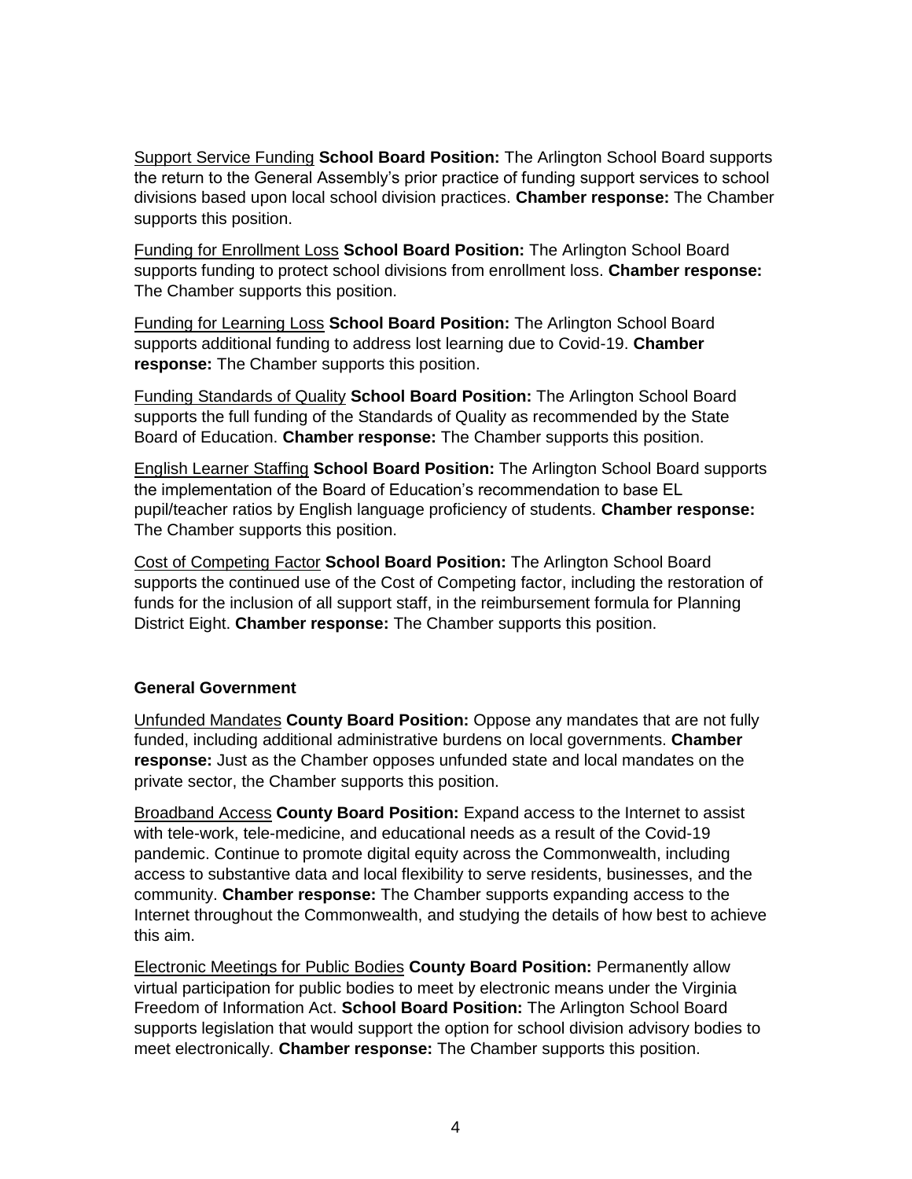Support Service Funding **School Board Position:** The Arlington School Board supports the return to the General Assembly's prior practice of funding support services to school divisions based upon local school division practices. **Chamber response:** The Chamber supports this position.

Funding for Enrollment Loss **School Board Position:** The Arlington School Board supports funding to protect school divisions from enrollment loss. **Chamber response:** The Chamber supports this position.

Funding for Learning Loss **School Board Position:** The Arlington School Board supports additional funding to address lost learning due to Covid-19. **Chamber response:** The Chamber supports this position.

Funding Standards of Quality **School Board Position:** The Arlington School Board supports the full funding of the Standards of Quality as recommended by the State Board of Education. **Chamber response:** The Chamber supports this position.

English Learner Staffing **School Board Position:** The Arlington School Board supports the implementation of the Board of Education's recommendation to base EL pupil/teacher ratios by English language proficiency of students. **Chamber response:** The Chamber supports this position.

Cost of Competing Factor **School Board Position:** The Arlington School Board supports the continued use of the Cost of Competing factor, including the restoration of funds for the inclusion of all support staff, in the reimbursement formula for Planning District Eight. **Chamber response:** The Chamber supports this position.

**General Government**

Unfunded Mandates **County Board Position:** Oppose any mandates that are not fully funded, including additional administrative burdens on local governments. **Chamber response:** Just as the Chamber opposes unfunded state and local mandates on the private sector, the Chamber supports this position.

Broadband Access **County Board Position:** Expand access to the Internet to assist with tele-work, tele-medicine, and educational needs as a result of the Covid-19 pandemic. Continue to promote digital equity across the Commonwealth, including access to substantive data and local flexibility to serve residents, businesses, and the community. **Chamber response:** The Chamber supports expanding access to the Internet throughout the Commonwealth, and studying the details of how best to achieve this aim.

Electronic Meetings for Public Bodies **County Board Position:** Permanently allow virtual participation for public bodies to meet by electronic means under the Virginia Freedom of Information Act. **School Board Position:** The Arlington School Board supports legislation that would support the option for school division advisory bodies to meet electronically. **Chamber response:** The Chamber supports this position.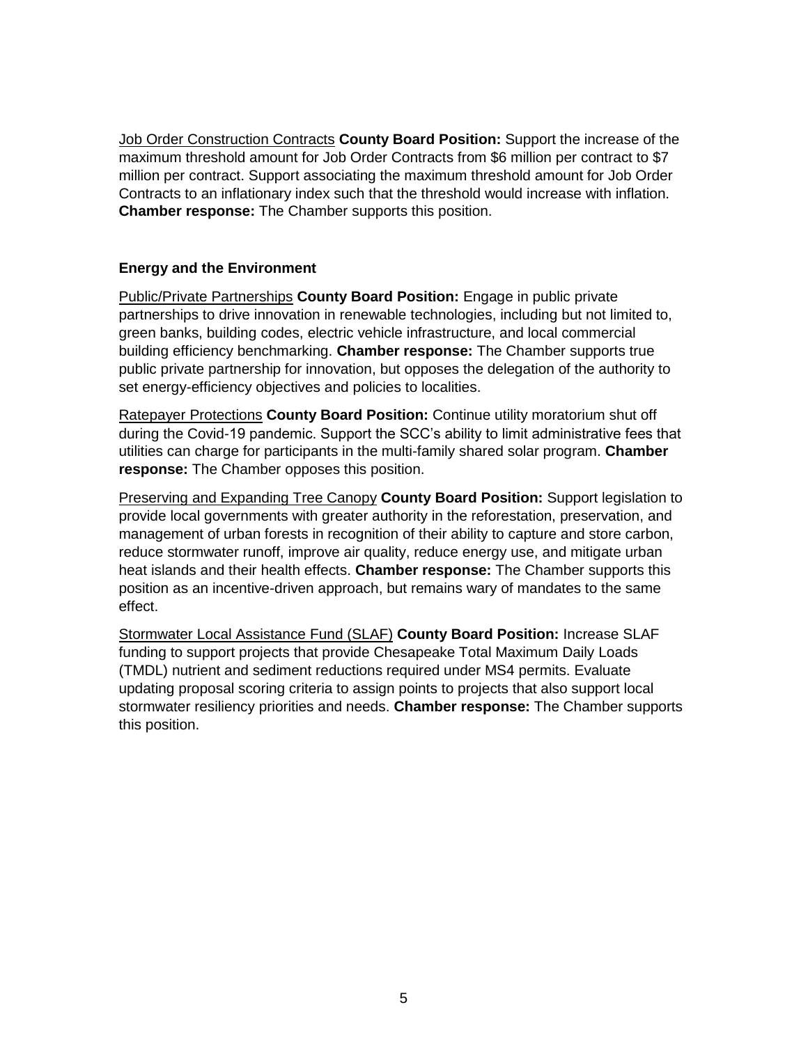Job Order Construction Contracts **County Board Position:** Support the increase of the maximum threshold amount for Job Order Contracts from $6 million per contract to $7 million per contract. Support associating the maximum threshold amount for Job Order Contracts to an inflationary index such that the threshold would increase with inflation. **Chamber response:** The Chamber supports this position.

**Energy and the Environment**

Public/Private Partnerships **County Board Position:** Engage in public private partnerships to drive innovation in renewable technologies, including but not limited to, green banks, building codes, electric vehicle infrastructure, and local commercial building efficiency benchmarking. **Chamber response:** The Chamber supports true public private partnership for innovation, but opposes the delegation of the authority to set energy-efficiency objectives and policies to localities.

Ratepayer Protections **County Board Position:** Continue utility moratorium shut off during the Covid-19 pandemic. Support the SCC's ability to limit administrative fees that utilities can charge for participants in the multi-family shared solar program. **Chamber response:** The Chamber opposes this position.

Preserving and Expanding Tree Canopy **County Board Position:** Support legislation to provide local governments with greater authority in the reforestation, preservation, and management of urban forests in recognition of their ability to capture and store carbon, reduce stormwater runoff, improve air quality, reduce energy use, and mitigate urban heat islands and their health effects. **Chamber response:** The Chamber supports this position as an incentive-driven approach, but remains wary of mandates to the same effect.

Stormwater Local Assistance Fund (SLAF) **County Board Position:** Increase SLAF funding to support projects that provide Chesapeake Total Maximum Daily Loads (TMDL) nutrient and sediment reductions required under MS4 permits. Evaluate updating proposal scoring criteria to assign points to projects that also support local stormwater resiliency priorities and needs. **Chamber response:** The Chamber supports this position.